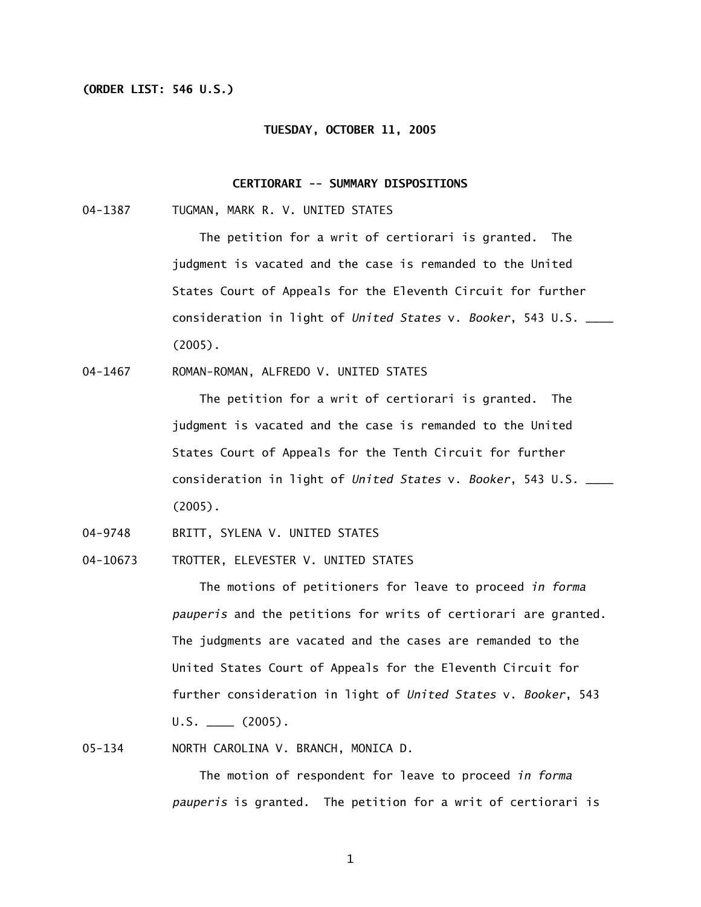**(ORDER LIST: 546 U.S.)**

**TUESDAY, OCTOBER 11, 2005**

**CERTIORARI -- SUMMARY DISPOSITIONS**

04-1387 TUGMAN, MARK R. V. UNITED STATES

The petition for a writ of certiorari is granted. The judgment is vacated and the case is remanded to the United States Court of Appeals for the Eleventh Circuit for further consideration in light of *United States* v. *Booker*, 543 U.S. ____ (2005).

04-1467 ROMAN-ROMAN, ALFREDO V. UNITED STATES

The petition for a writ of certiorari is granted. The judgment is vacated and the case is remanded to the United States Court of Appeals for the Tenth Circuit for further consideration in light of *United States* v. *Booker*, 543 U.S. ____ (2005).

04-9748 BRITT, SYLENA V. UNITED STATES

04-10673 TROTTER, ELEVESTER V. UNITED STATES

The motions of petitioners for leave to proceed *in forma pauperis* and the petitions for writs of certiorari are granted. The judgments are vacated and the cases are remanded to the United States Court of Appeals for the Eleventh Circuit for further consideration in light of *United States* v. *Booker*, 543 U.S. ____ (2005).

05-134 NORTH CAROLINA V. BRANCH, MONICA D.

The motion of respondent for leave to proceed *in forma pauperis* is granted. The petition for a writ of certiorari is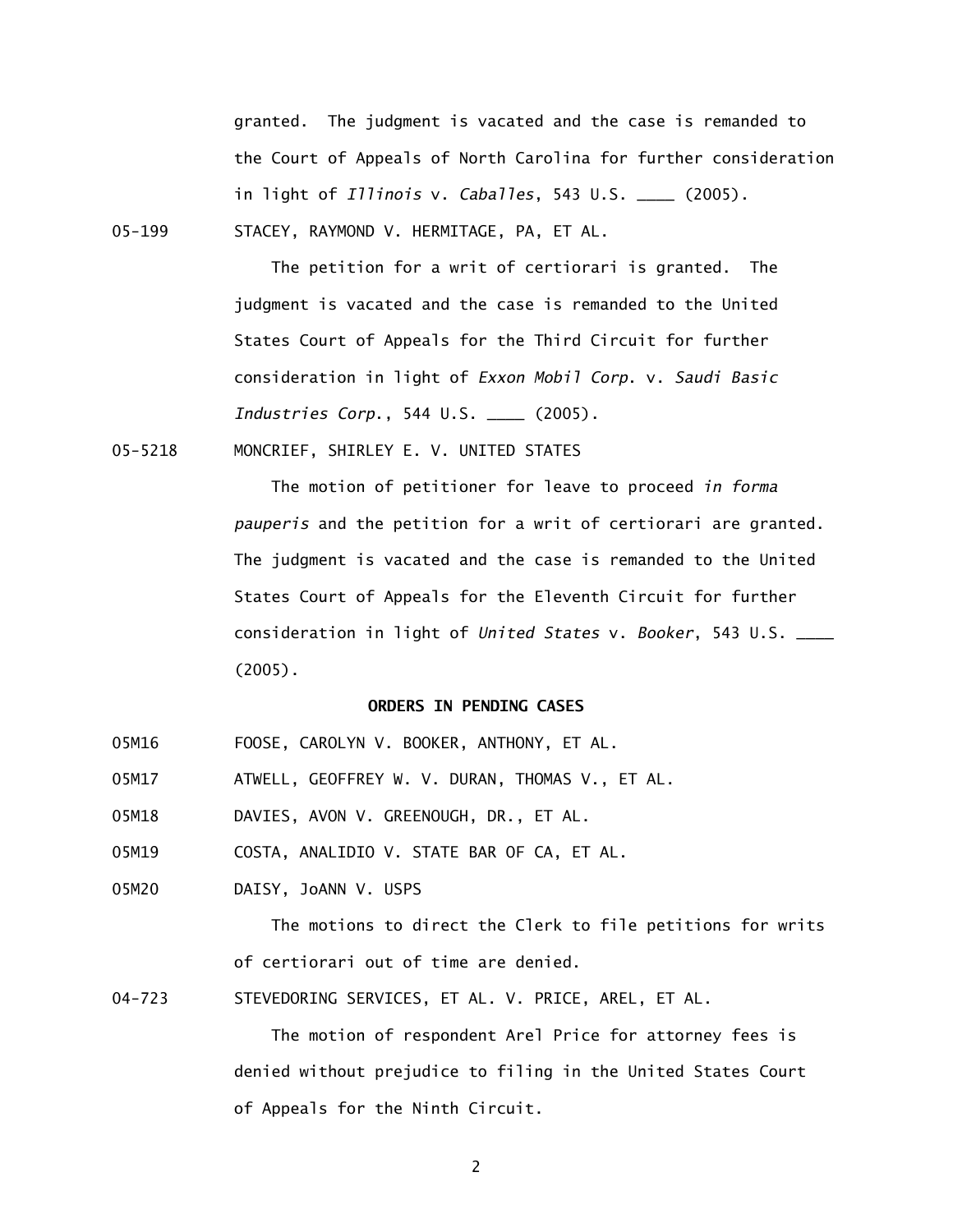granted. The judgment is vacated and the case is remanded to the Court of Appeals of North Carolina for further consideration in light of *Illinois* v. *Caballes*, 543 U.S. ____ (2005).

05-199 STACEY, RAYMOND V. HERMITAGE, PA, ET AL.

The petition for a writ of certiorari is granted. The judgment is vacated and the case is remanded to the United States Court of Appeals for the Third Circuit for further consideration in light of *Exxon Mobil Corp.* v. *Saudi Basic Industries Corp.*, 544 U.S. ____ (2005).

05-5218 MONCRIEF, SHIRLEY E. V. UNITED STATES

The motion of petitioner for leave to proceed *in forma pauperis* and the petition for a writ of certiorari are granted. The judgment is vacated and the case is remanded to the United States Court of Appeals for the Eleventh Circuit for further consideration in light of *United States* v. *Booker*, 543 U.S. ____ (2005).

**ORDERS IN PENDING CASES**

05M16 FOOSE, CAROLYN V. BOOKER, ANTHONY, ET AL.

05M17 ATWELL, GEOFFREY W. V. DURAN, THOMAS V., ET AL.

05M18 DAVIES, AVON V. GREENOUGH, DR., ET AL.

05M19 COSTA, ANALIDIO V. STATE BAR OF CA, ET AL.

05M20 DAISY, JoANN V. USPS

The motions to direct the Clerk to file petitions for writs of certiorari out of time are denied.

04-723 STEVEDORING SERVICES, ET AL. V. PRICE, AREL, ET AL.

The motion of respondent Arel Price for attorney fees is denied without prejudice to filing in the United States Court of Appeals for the Ninth Circuit.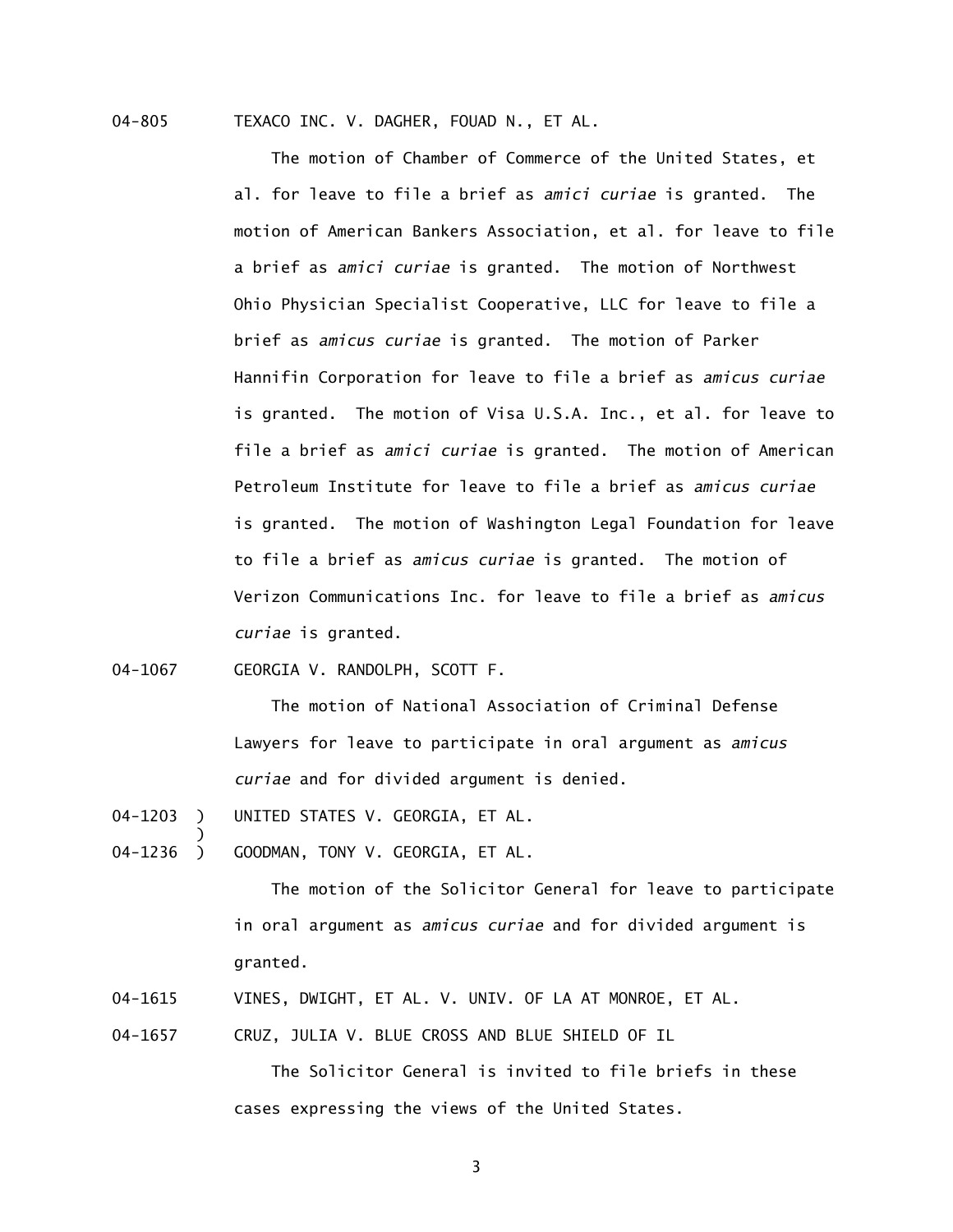04-805 TEXACO INC. V. DAGHER, FOUAD N., ET AL.

The motion of Chamber of Commerce of the United States, et al. for leave to file a brief as *amici curiae* is granted. The motion of American Bankers Association, et al. for leave to file a brief as *amici curiae* is granted. The motion of Northwest Ohio Physician Specialist Cooperative, LLC for leave to file a brief as *amicus curiae* is granted. The motion of Parker Hannifin Corporation for leave to file a brief as *amicus curiae* is granted. The motion of Visa U.S.A. Inc., et al. for leave to file a brief as *amici curiae* is granted. The motion of American Petroleum Institute for leave to file a brief as *amicus curiae* is granted. The motion of Washington Legal Foundation for leave to file a brief as *amicus curiae* is granted. The motion of Verizon Communications Inc. for leave to file a brief as *amicus curiae* is granted.

04-1067 GEORGIA V. RANDOLPH, SCOTT F.

The motion of National Association of Criminal Defense Lawyers for leave to participate in oral argument as *amicus curiae* and for divided argument is denied.

04-1203 ) UNITED STATES V. GEORGIA, ET AL.
)
04-1236 ) GOODMAN, TONY V. GEORGIA, ET AL.

The motion of the Solicitor General for leave to participate in oral argument as *amicus curiae* and for divided argument is granted.

04-1615 VINES, DWIGHT, ET AL. V. UNIV. OF LA AT MONROE, ET AL.

04-1657 CRUZ, JULIA V. BLUE CROSS AND BLUE SHIELD OF IL

The Solicitor General is invited to file briefs in these cases expressing the views of the United States.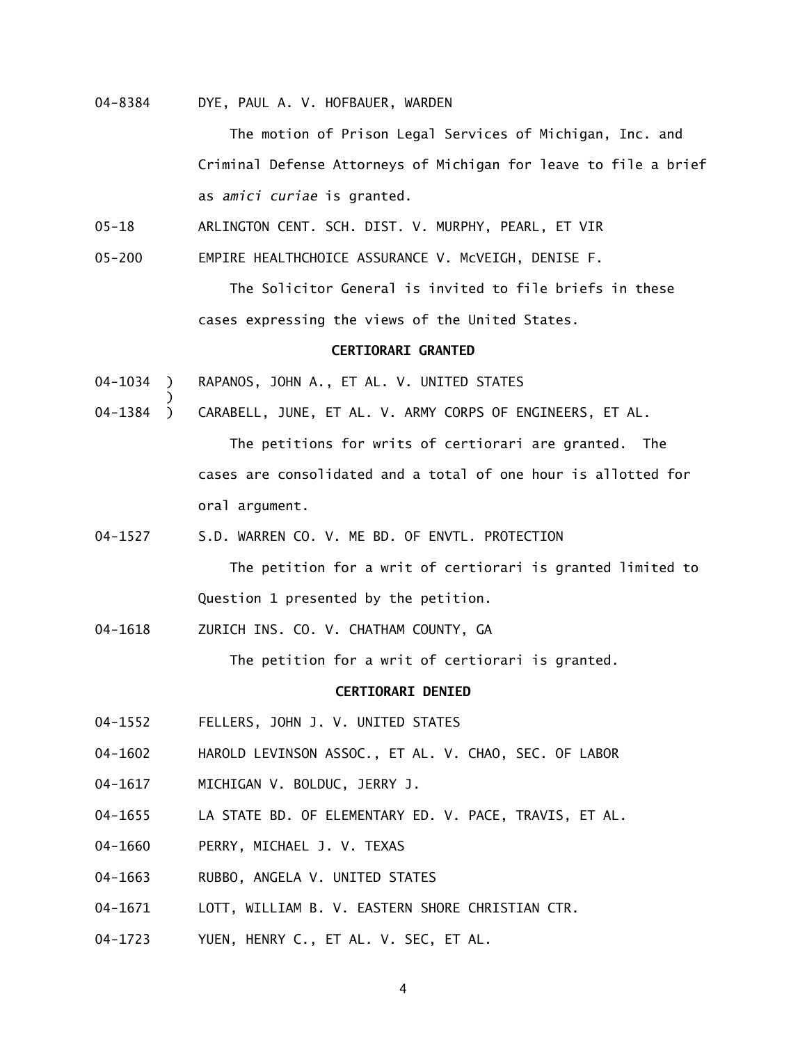04-8384 DYE, PAUL A. V. HOFBAUER, WARDEN

The motion of Prison Legal Services of Michigan, Inc. and Criminal Defense Attorneys of Michigan for leave to file a brief as *amici curiae* is granted.

05-18 ARLINGTON CENT. SCH. DIST. V. MURPHY, PEARL, ET VIR

05-200 EMPIRE HEALTHCHOICE ASSURANCE V. McVEIGH, DENISE F.

The Solicitor General is invited to file briefs in these cases expressing the views of the United States.

**CERTIORARI GRANTED**

04-1034 ) RAPANOS, JOHN A., ET AL. V. UNITED STATES
)
04-1384 ) CARABELL, JUNE, ET AL. V. ARMY CORPS OF ENGINEERS, ET AL.

The petitions for writs of certiorari are granted. The cases are consolidated and a total of one hour is allotted for oral argument.

04-1527 S.D. WARREN CO. V. ME BD. OF ENVTL. PROTECTION

The petition for a writ of certiorari is granted limited to Question 1 presented by the petition.

04-1618 ZURICH INS. CO. V. CHATHAM COUNTY, GA

The petition for a writ of certiorari is granted.

**CERTIORARI DENIED**

04-1552 FELLERS, JOHN J. V. UNITED STATES

04-1602 HAROLD LEVINSON ASSOC., ET AL. V. CHAO, SEC. OF LABOR

04-1617 MICHIGAN V. BOLDUC, JERRY J.

04-1655 LA STATE BD. OF ELEMENTARY ED. V. PACE, TRAVIS, ET AL.

04-1660 PERRY, MICHAEL J. V. TEXAS

04-1663 RUBBO, ANGELA V. UNITED STATES

04-1671 LOTT, WILLIAM B. V. EASTERN SHORE CHRISTIAN CTR.

04-1723 YUEN, HENRY C., ET AL. V. SEC, ET AL.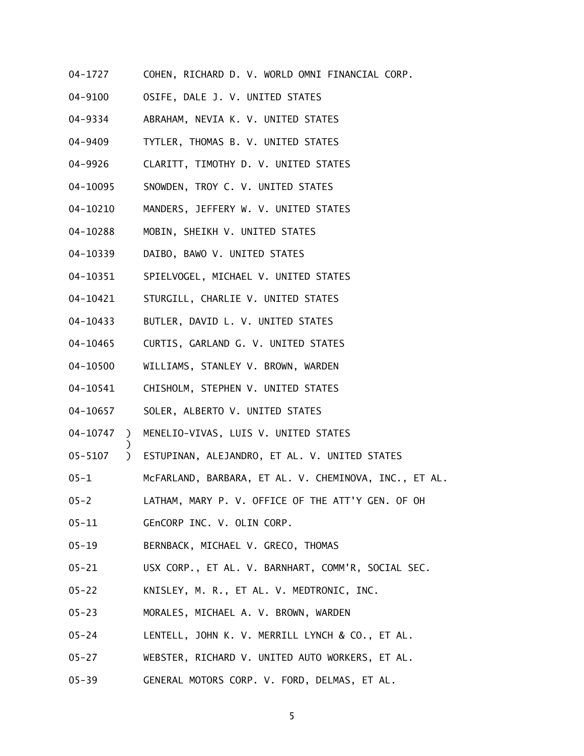04-1727 COHEN, RICHARD D. V. WORLD OMNI FINANCIAL CORP.

04-9100 OSIFE, DALE J. V. UNITED STATES

04-9334 ABRAHAM, NEVIA K. V. UNITED STATES

04-9409 TYTLER, THOMAS B. V. UNITED STATES

04-9926 CLARITT, TIMOTHY D. V. UNITED STATES

04-10095 SNOWDEN, TROY C. V. UNITED STATES

04-10210 MANDERS, JEFFERY W. V. UNITED STATES

04-10288 MOBIN, SHEIKH V. UNITED STATES

04-10339 DAIBO, BAWO V. UNITED STATES

04-10351 SPIELVOGEL, MICHAEL V. UNITED STATES

04-10421 STURGILL, CHARLIE V. UNITED STATES

04-10433 BUTLER, DAVID L. V. UNITED STATES

04-10465 CURTIS, GARLAND G. V. UNITED STATES

04-10500 WILLIAMS, STANLEY V. BROWN, WARDEN

04-10541 CHISHOLM, STEPHEN V. UNITED STATES

04-10657 SOLER, ALBERTO V. UNITED STATES

04-10747 ) MENELIO-VIVAS, LUIS V. UNITED STATES
)
05-5107 ) ESTUPINAN, ALEJANDRO, ET AL. V. UNITED STATES

05-1 McFARLAND, BARBARA, ET AL. V. CHEMINOVA, INC., ET AL.

05-2 LATHAM, MARY P. V. OFFICE OF THE ATT'Y GEN. OF OH

05-11 GEnCORP INC. V. OLIN CORP.

05-19 BERNBACK, MICHAEL V. GRECO, THOMAS

05-21 USX CORP., ET AL. V. BARNHART, COMM'R, SOCIAL SEC.

05-22 KNISLEY, M. R., ET AL. V. MEDTRONIC, INC.

05-23 MORALES, MICHAEL A. V. BROWN, WARDEN

05-24 LENTELL, JOHN K. V. MERRILL LYNCH & CO., ET AL.

05-27 WEBSTER, RICHARD V. UNITED AUTO WORKERS, ET AL.

05-39 GENERAL MOTORS CORP. V. FORD, DELMAS, ET AL.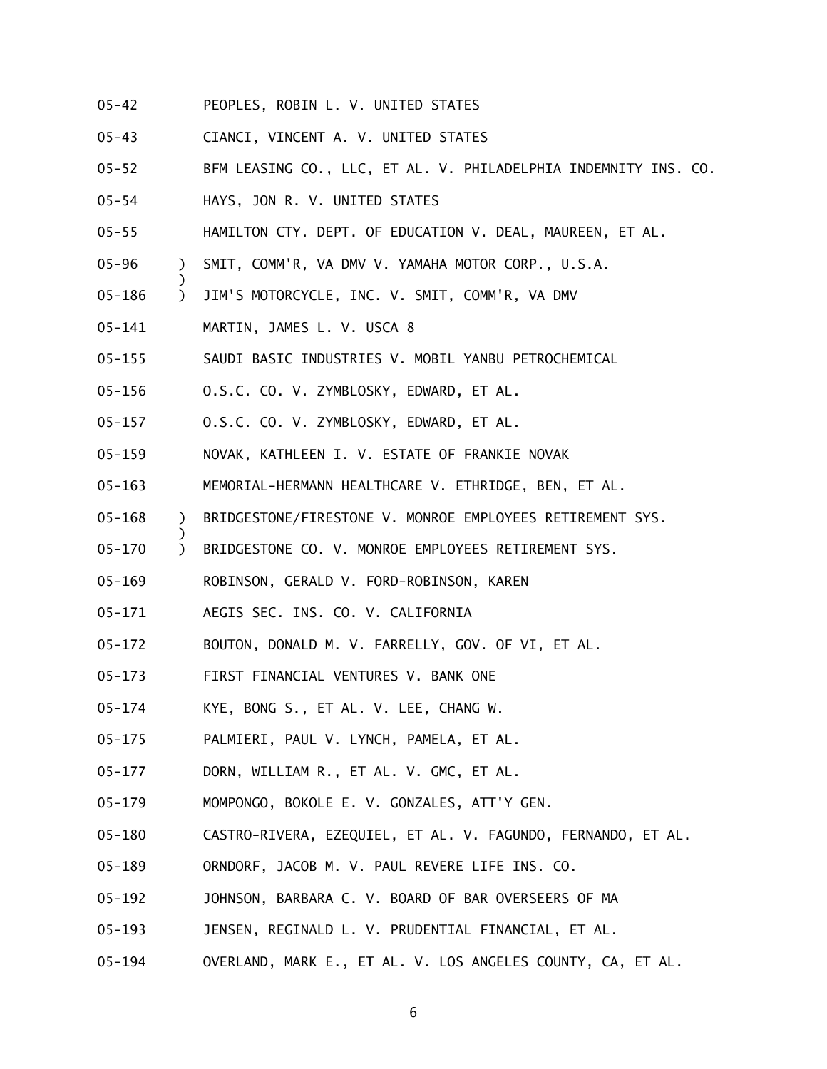05-42 PEOPLES, ROBIN L. V. UNITED STATES

05-43 CIANCI, VINCENT A. V. UNITED STATES

05-52 BFM LEASING CO., LLC, ET AL. V. PHILADELPHIA INDEMNITY INS. CO.

05-54 HAYS, JON R. V. UNITED STATES

05-55 HAMILTON CTY. DEPT. OF EDUCATION V. DEAL, MAUREEN, ET AL.

05-96 ) SMIT, COMM'R, VA DMV V. YAMAHA MOTOR CORP., U.S.A.
)
05-186 ) JIM'S MOTORCYCLE, INC. V. SMIT, COMM'R, VA DMV

05-141 MARTIN, JAMES L. V. USCA 8

05-155 SAUDI BASIC INDUSTRIES V. MOBIL YANBU PETROCHEMICAL

05-156 O.S.C. CO. V. ZYMBLOSKY, EDWARD, ET AL.

05-157 O.S.C. CO. V. ZYMBLOSKY, EDWARD, ET AL.

05-159 NOVAK, KATHLEEN I. V. ESTATE OF FRANKIE NOVAK

05-163 MEMORIAL-HERMANN HEALTHCARE V. ETHRIDGE, BEN, ET AL.

05-168 ) BRIDGESTONE/FIRESTONE V. MONROE EMPLOYEES RETIREMENT SYS.
)
05-170 ) BRIDGESTONE CO. V. MONROE EMPLOYEES RETIREMENT SYS.

05-169 ROBINSON, GERALD V. FORD-ROBINSON, KAREN

05-171 AEGIS SEC. INS. CO. V. CALIFORNIA

05-172 BOUTON, DONALD M. V. FARRELLY, GOV. OF VI, ET AL.

05-173 FIRST FINANCIAL VENTURES V. BANK ONE

05-174 KYE, BONG S., ET AL. V. LEE, CHANG W.

05-175 PALMIERI, PAUL V. LYNCH, PAMELA, ET AL.

05-177 DORN, WILLIAM R., ET AL. V. GMC, ET AL.

05-179 MOMPONGO, BOKOLE E. V. GONZALES, ATT'Y GEN.

05-180 CASTRO-RIVERA, EZEQUIEL, ET AL. V. FAGUNDO, FERNANDO, ET AL.

05-189 ORNDORF, JACOB M. V. PAUL REVERE LIFE INS. CO.

05-192 JOHNSON, BARBARA C. V. BOARD OF BAR OVERSEERS OF MA

05-193 JENSEN, REGINALD L. V. PRUDENTIAL FINANCIAL, ET AL.

05-194 OVERLAND, MARK E., ET AL. V. LOS ANGELES COUNTY, CA, ET AL.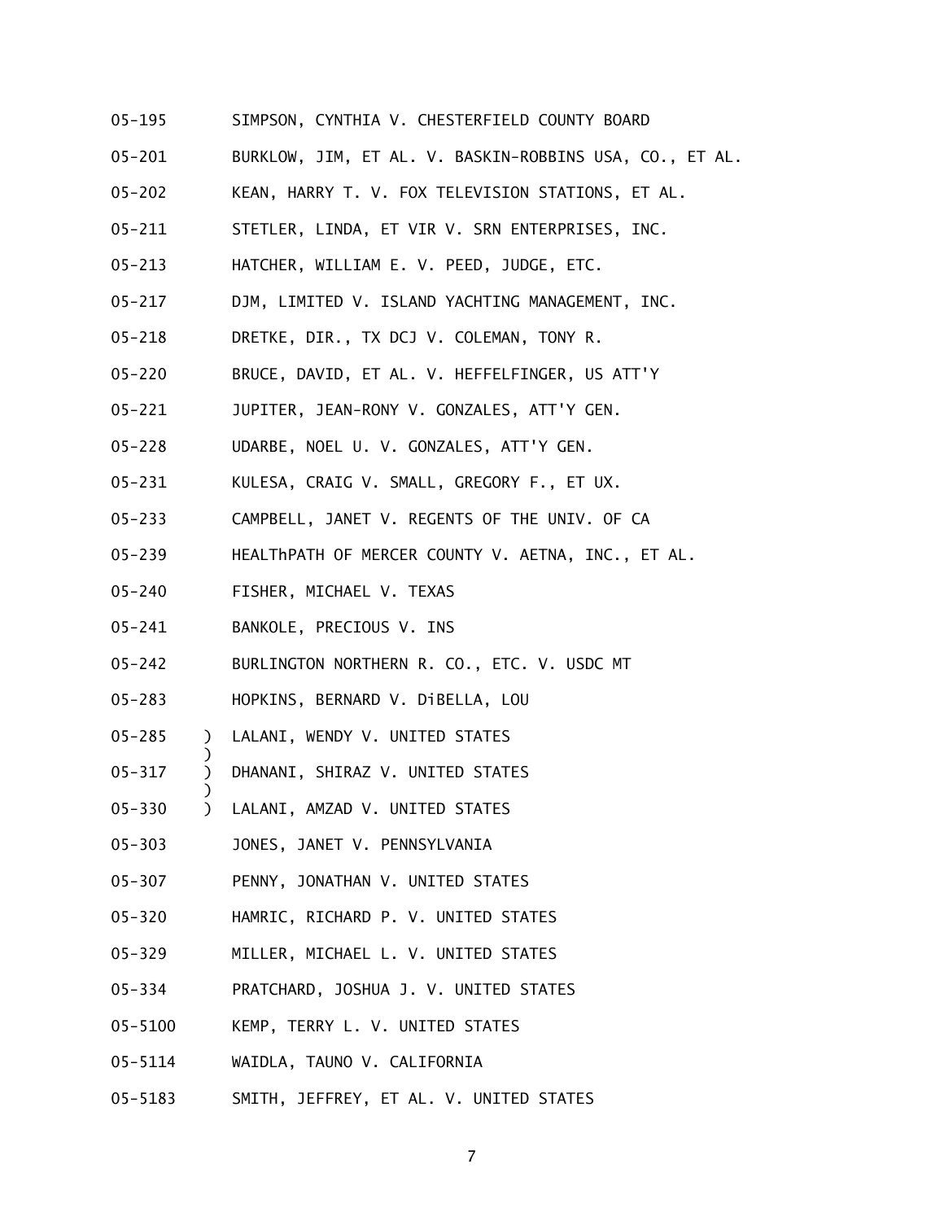05-195 SIMPSON, CYNTHIA V. CHESTERFIELD COUNTY BOARD

05-201 BURKLOW, JIM, ET AL. V. BASKIN-ROBBINS USA, CO., ET AL.

05-202 KEAN, HARRY T. V. FOX TELEVISION STATIONS, ET AL.

05-211 STETLER, LINDA, ET VIR V. SRN ENTERPRISES, INC.

05-213 HATCHER, WILLIAM E. V. PEED, JUDGE, ETC.

05-217 DJM, LIMITED V. ISLAND YACHTING MANAGEMENT, INC.

05-218 DRETKE, DIR., TX DCJ V. COLEMAN, TONY R.

05-220 BRUCE, DAVID, ET AL. V. HEFFELFINGER, US ATT'Y

05-221 JUPITER, JEAN-RONY V. GONZALES, ATT'Y GEN.

05-228 UDARBE, NOEL U. V. GONZALES, ATT'Y GEN.

05-231 KULESA, CRAIG V. SMALL, GREGORY F., ET UX.

05-233 CAMPBELL, JANET V. REGENTS OF THE UNIV. OF CA

05-239 HEALThPATH OF MERCER COUNTY V. AETNA, INC., ET AL.

05-240 FISHER, MICHAEL V. TEXAS

05-241 BANKOLE, PRECIOUS V. INS

05-242 BURLINGTON NORTHERN R. CO., ETC. V. USDC MT

05-283 HOPKINS, BERNARD V. DiBELLA, LOU

05-285 ) LALANI, WENDY V. UNITED STATES
)
05-317 ) DHANANI, SHIRAZ V. UNITED STATES
)
05-330 ) LALANI, AMZAD V. UNITED STATES

05-303 JONES, JANET V. PENNSYLVANIA

05-307 PENNY, JONATHAN V. UNITED STATES

05-320 HAMRIC, RICHARD P. V. UNITED STATES

05-329 MILLER, MICHAEL L. V. UNITED STATES

05-334 PRATCHARD, JOSHUA J. V. UNITED STATES

05-5100 KEMP, TERRY L. V. UNITED STATES

05-5114 WAIDLA, TAUNO V. CALIFORNIA

05-5183 SMITH, JEFFREY, ET AL. V. UNITED STATES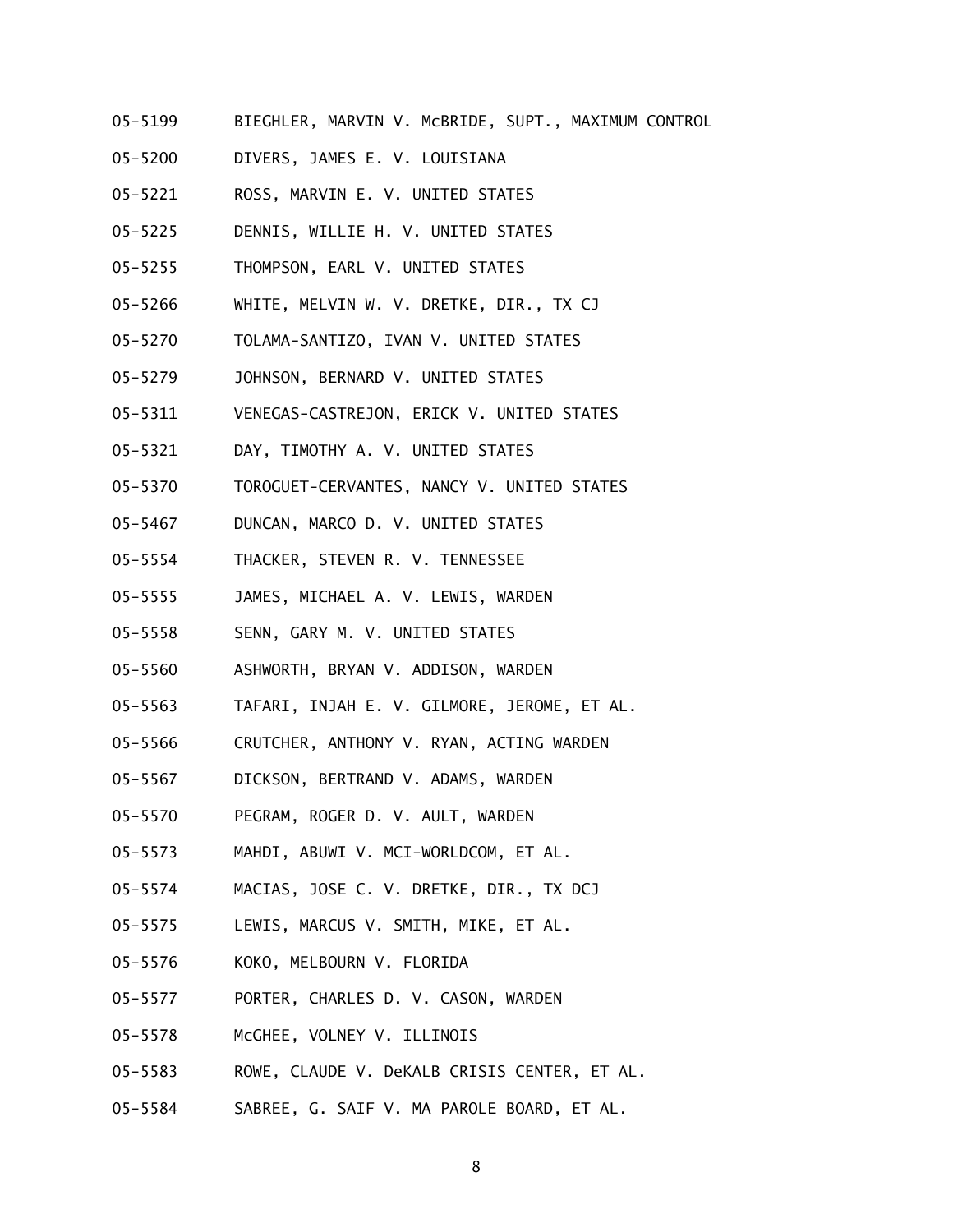05-5199 BIEGHLER, MARVIN V. McBRIDE, SUPT., MAXIMUM CONTROL

05-5200 DIVERS, JAMES E. V. LOUISIANA

05-5221 ROSS, MARVIN E. V. UNITED STATES

05-5225 DENNIS, WILLIE H. V. UNITED STATES

05-5255 THOMPSON, EARL V. UNITED STATES

05-5266 WHITE, MELVIN W. V. DRETKE, DIR., TX CJ

05-5270 TOLAMA-SANTIZO, IVAN V. UNITED STATES

05-5279 JOHNSON, BERNARD V. UNITED STATES

05-5311 VENEGAS-CASTREJON, ERICK V. UNITED STATES

05-5321 DAY, TIMOTHY A. V. UNITED STATES

05-5370 TOROGUET-CERVANTES, NANCY V. UNITED STATES

05-5467 DUNCAN, MARCO D. V. UNITED STATES

05-5554 THACKER, STEVEN R. V. TENNESSEE

05-5555 JAMES, MICHAEL A. V. LEWIS, WARDEN

05-5558 SENN, GARY M. V. UNITED STATES

05-5560 ASHWORTH, BRYAN V. ADDISON, WARDEN

05-5563 TAFARI, INJAH E. V. GILMORE, JEROME, ET AL.

05-5566 CRUTCHER, ANTHONY V. RYAN, ACTING WARDEN

05-5567 DICKSON, BERTRAND V. ADAMS, WARDEN

05-5570 PEGRAM, ROGER D. V. AULT, WARDEN

05-5573 MAHDI, ABUWI V. MCI-WORLDCOM, ET AL.

05-5574 MACIAS, JOSE C. V. DRETKE, DIR., TX DCJ

05-5575 LEWIS, MARCUS V. SMITH, MIKE, ET AL.

05-5576 KOKO, MELBOURN V. FLORIDA

05-5577 PORTER, CHARLES D. V. CASON, WARDEN

05-5578 McGHEE, VOLNEY V. ILLINOIS

05-5583 ROWE, CLAUDE V. DeKALB CRISIS CENTER, ET AL.

05-5584 SABREE, G. SAIF V. MA PAROLE BOARD, ET AL.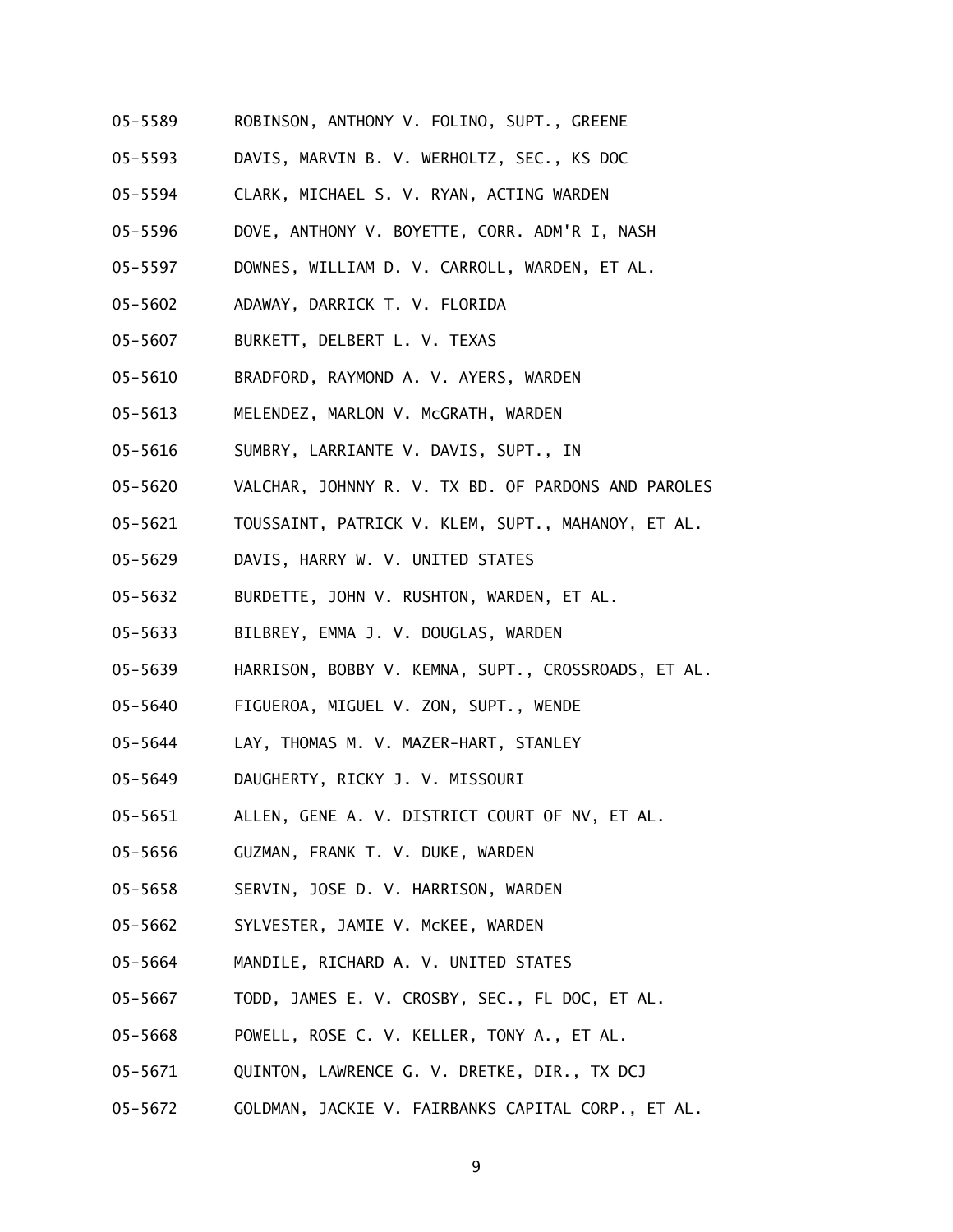05-5589 ROBINSON, ANTHONY V. FOLINO, SUPT., GREENE

05-5593 DAVIS, MARVIN B. V. WERHOLTZ, SEC., KS DOC

05-5594 CLARK, MICHAEL S. V. RYAN, ACTING WARDEN

05-5596 DOVE, ANTHONY V. BOYETTE, CORR. ADM'R I, NASH

05-5597 DOWNES, WILLIAM D. V. CARROLL, WARDEN, ET AL.

05-5602 ADAWAY, DARRICK T. V. FLORIDA

05-5607 BURKETT, DELBERT L. V. TEXAS

05-5610 BRADFORD, RAYMOND A. V. AYERS, WARDEN

05-5613 MELENDEZ, MARLON V. McGRATH, WARDEN

05-5616 SUMBRY, LARRIANTE V. DAVIS, SUPT., IN

05-5620 VALCHAR, JOHNNY R. V. TX BD. OF PARDONS AND PAROLES

05-5621 TOUSSAINT, PATRICK V. KLEM, SUPT., MAHANOY, ET AL.

05-5629 DAVIS, HARRY W. V. UNITED STATES

05-5632 BURDETTE, JOHN V. RUSHTON, WARDEN, ET AL.

05-5633 BILBREY, EMMA J. V. DOUGLAS, WARDEN

05-5639 HARRISON, BOBBY V. KEMNA, SUPT., CROSSROADS, ET AL.

05-5640 FIGUEROA, MIGUEL V. ZON, SUPT., WENDE

05-5644 LAY, THOMAS M. V. MAZER-HART, STANLEY

05-5649 DAUGHERTY, RICKY J. V. MISSOURI

05-5651 ALLEN, GENE A. V. DISTRICT COURT OF NV, ET AL.

05-5656 GUZMAN, FRANK T. V. DUKE, WARDEN

05-5658 SERVIN, JOSE D. V. HARRISON, WARDEN

05-5662 SYLVESTER, JAMIE V. McKEE, WARDEN

05-5664 MANDILE, RICHARD A. V. UNITED STATES

05-5667 TODD, JAMES E. V. CROSBY, SEC., FL DOC, ET AL.

05-5668 POWELL, ROSE C. V. KELLER, TONY A., ET AL.

05-5671 QUINTON, LAWRENCE G. V. DRETKE, DIR., TX DCJ

05-5672 GOLDMAN, JACKIE V. FAIRBANKS CAPITAL CORP., ET AL.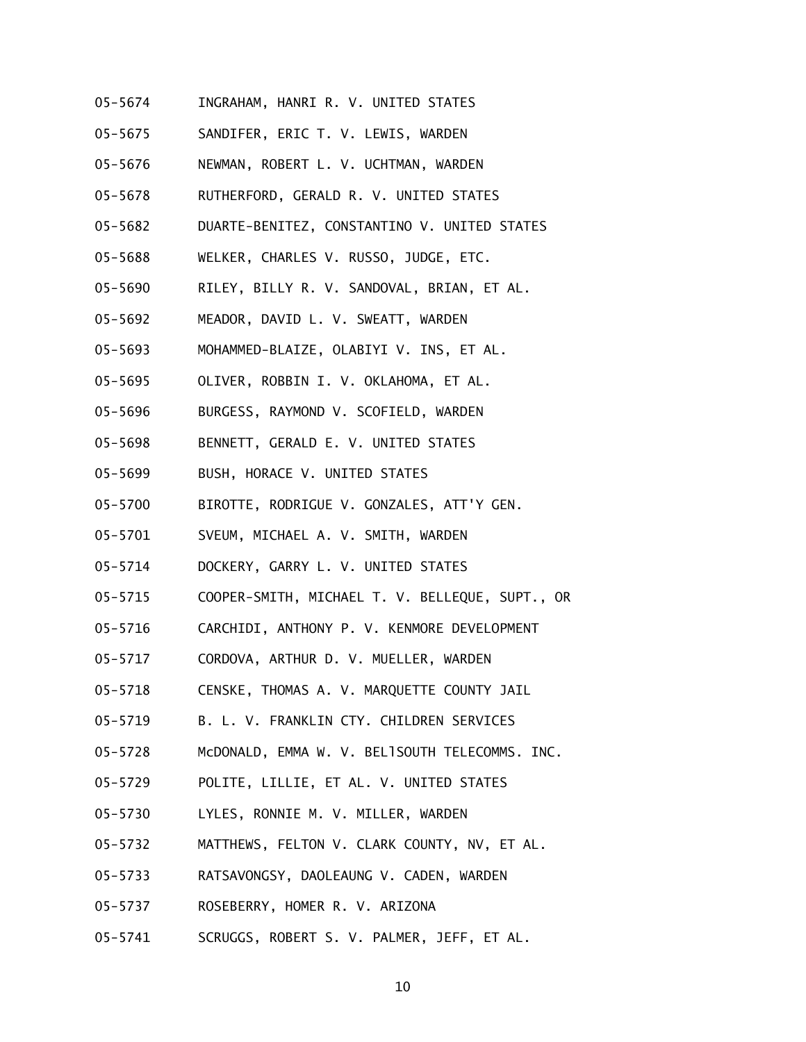05-5674 INGRAHAM, HANRI R. V. UNITED STATES

05-5675 SANDIFER, ERIC T. V. LEWIS, WARDEN

05-5676 NEWMAN, ROBERT L. V. UCHTMAN, WARDEN

05-5678 RUTHERFORD, GERALD R. V. UNITED STATES

05-5682 DUARTE-BENITEZ, CONSTANTINO V. UNITED STATES

05-5688 WELKER, CHARLES V. RUSSO, JUDGE, ETC.

05-5690 RILEY, BILLY R. V. SANDOVAL, BRIAN, ET AL.

05-5692 MEADOR, DAVID L. V. SWEATT, WARDEN

05-5693 MOHAMMED-BLAIZE, OLABIYI V. INS, ET AL.

05-5695 OLIVER, ROBBIN I. V. OKLAHOMA, ET AL.

05-5696 BURGESS, RAYMOND V. SCOFIELD, WARDEN

05-5698 BENNETT, GERALD E. V. UNITED STATES

05-5699 BUSH, HORACE V. UNITED STATES

05-5700 BIROTTE, RODRIGUE V. GONZALES, ATT'Y GEN.

05-5701 SVEUM, MICHAEL A. V. SMITH, WARDEN

05-5714 DOCKERY, GARRY L. V. UNITED STATES

05-5715 COOPER-SMITH, MICHAEL T. V. BELLEQUE, SUPT., OR

05-5716 CARCHIDI, ANTHONY P. V. KENMORE DEVELOPMENT

05-5717 CORDOVA, ARTHUR D. V. MUELLER, WARDEN

05-5718 CENSKE, THOMAS A. V. MARQUETTE COUNTY JAIL

05-5719 B. L. V. FRANKLIN CTY. CHILDREN SERVICES

05-5728 McDONALD, EMMA W. V. BELlSOUTH TELECOMMS. INC.

05-5729 POLITE, LILLIE, ET AL. V. UNITED STATES

05-5730 LYLES, RONNIE M. V. MILLER, WARDEN

05-5732 MATTHEWS, FELTON V. CLARK COUNTY, NV, ET AL.

05-5733 RATSAVONGSY, DAOLEAUNG V. CADEN, WARDEN

05-5737 ROSEBERRY, HOMER R. V. ARIZONA

05-5741 SCRUGGS, ROBERT S. V. PALMER, JEFF, ET AL.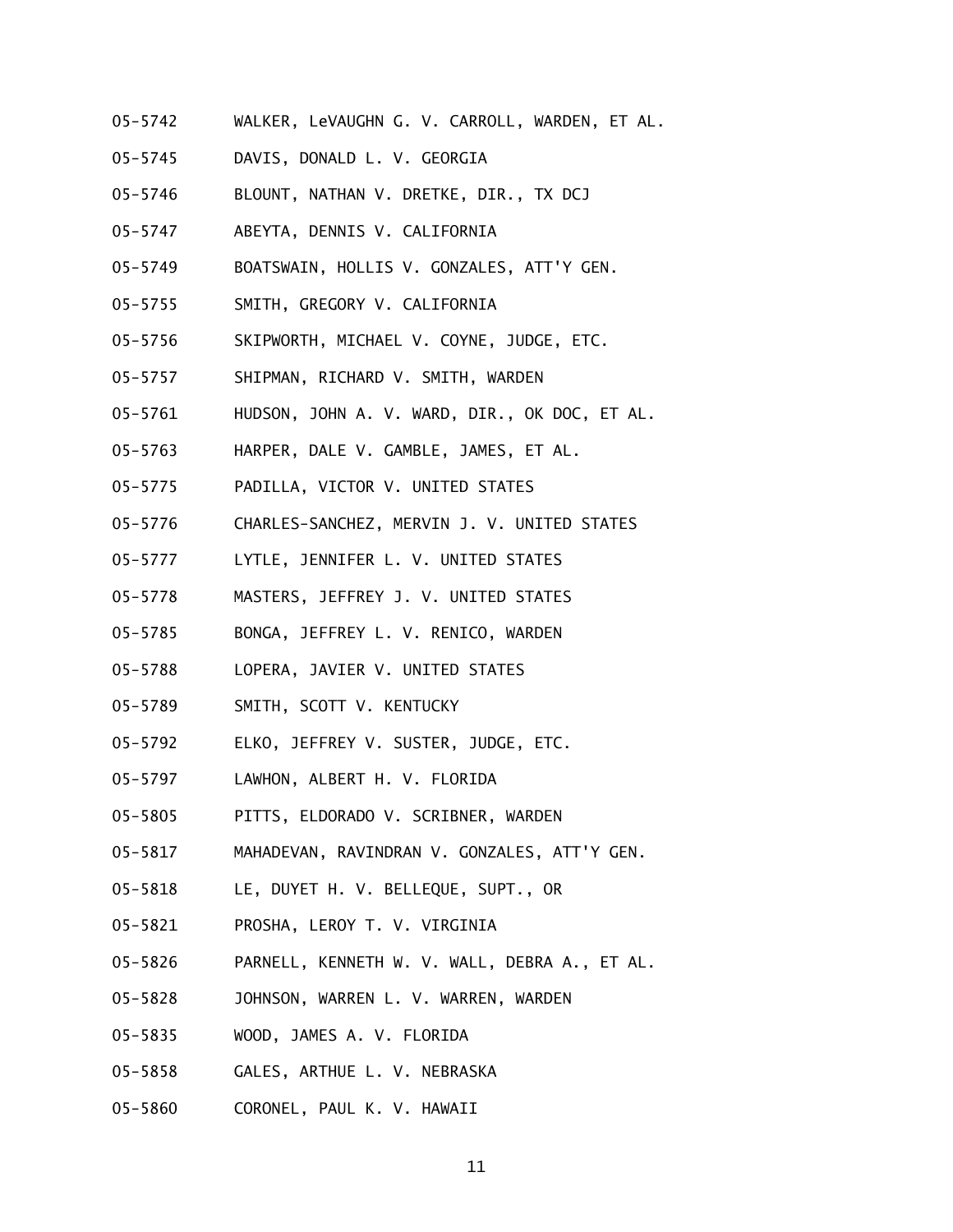05-5742 WALKER, LeVAUGHN G. V. CARROLL, WARDEN, ET AL.

05-5745 DAVIS, DONALD L. V. GEORGIA

05-5746 BLOUNT, NATHAN V. DRETKE, DIR., TX DCJ

05-5747 ABEYTA, DENNIS V. CALIFORNIA

05-5749 BOATSWAIN, HOLLIS V. GONZALES, ATT'Y GEN.

05-5755 SMITH, GREGORY V. CALIFORNIA

05-5756 SKIPWORTH, MICHAEL V. COYNE, JUDGE, ETC.

05-5757 SHIPMAN, RICHARD V. SMITH, WARDEN

05-5761 HUDSON, JOHN A. V. WARD, DIR., OK DOC, ET AL.

05-5763 HARPER, DALE V. GAMBLE, JAMES, ET AL.

05-5775 PADILLA, VICTOR V. UNITED STATES

05-5776 CHARLES-SANCHEZ, MERVIN J. V. UNITED STATES

05-5777 LYTLE, JENNIFER L. V. UNITED STATES

05-5778 MASTERS, JEFFREY J. V. UNITED STATES

05-5785 BONGA, JEFFREY L. V. RENICO, WARDEN

05-5788 LOPERA, JAVIER V. UNITED STATES

05-5789 SMITH, SCOTT V. KENTUCKY

05-5792 ELKO, JEFFREY V. SUSTER, JUDGE, ETC.

05-5797 LAWHON, ALBERT H. V. FLORIDA

05-5805 PITTS, ELDORADO V. SCRIBNER, WARDEN

05-5817 MAHADEVAN, RAVINDRAN V. GONZALES, ATT'Y GEN.

05-5818 LE, DUYET H. V. BELLEQUE, SUPT., OR

05-5821 PROSHA, LEROY T. V. VIRGINIA

05-5826 PARNELL, KENNETH W. V. WALL, DEBRA A., ET AL.

05-5828 JOHNSON, WARREN L. V. WARREN, WARDEN

05-5835 WOOD, JAMES A. V. FLORIDA

05-5858 GALES, ARTHUE L. V. NEBRASKA

05-5860 CORONEL, PAUL K. V. HAWAII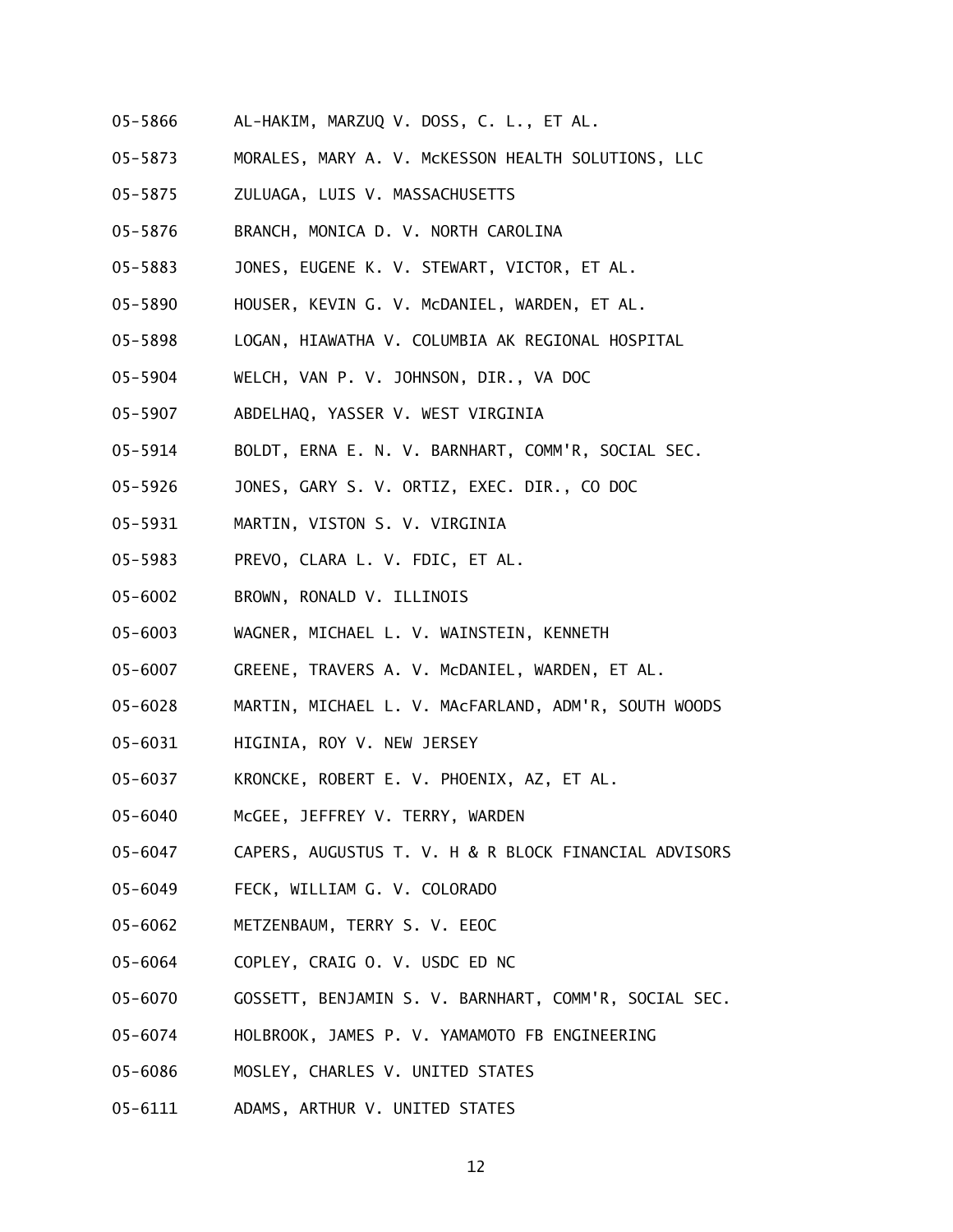05-5866 AL-HAKIM, MARZUQ V. DOSS, C. L., ET AL.

05-5873 MORALES, MARY A. V. McKESSON HEALTH SOLUTIONS, LLC

05-5875 ZULUAGA, LUIS V. MASSACHUSETTS

05-5876 BRANCH, MONICA D. V. NORTH CAROLINA

05-5883 JONES, EUGENE K. V. STEWART, VICTOR, ET AL.

05-5890 HOUSER, KEVIN G. V. McDANIEL, WARDEN, ET AL.

05-5898 LOGAN, HIAWATHA V. COLUMBIA AK REGIONAL HOSPITAL

05-5904 WELCH, VAN P. V. JOHNSON, DIR., VA DOC

05-5907 ABDELHAQ, YASSER V. WEST VIRGINIA

05-5914 BOLDT, ERNA E. N. V. BARNHART, COMM'R, SOCIAL SEC.

05-5926 JONES, GARY S. V. ORTIZ, EXEC. DIR., CO DOC

05-5931 MARTIN, VISTON S. V. VIRGINIA

05-5983 PREVO, CLARA L. V. FDIC, ET AL.

05-6002 BROWN, RONALD V. ILLINOIS

05-6003 WAGNER, MICHAEL L. V. WAINSTEIN, KENNETH

05-6007 GREENE, TRAVERS A. V. McDANIEL, WARDEN, ET AL.

05-6028 MARTIN, MICHAEL L. V. MAcFARLAND, ADM'R, SOUTH WOODS

05-6031 HIGINIA, ROY V. NEW JERSEY

05-6037 KRONCKE, ROBERT E. V. PHOENIX, AZ, ET AL.

05-6040 McGEE, JEFFREY V. TERRY, WARDEN

05-6047 CAPERS, AUGUSTUS T. V. H & R BLOCK FINANCIAL ADVISORS

05-6049 FECK, WILLIAM G. V. COLORADO

05-6062 METZENBAUM, TERRY S. V. EEOC

05-6064 COPLEY, CRAIG O. V. USDC ED NC

05-6070 GOSSETT, BENJAMIN S. V. BARNHART, COMM'R, SOCIAL SEC.

05-6074 HOLBROOK, JAMES P. V. YAMAMOTO FB ENGINEERING

05-6086 MOSLEY, CHARLES V. UNITED STATES

05-6111 ADAMS, ARTHUR V. UNITED STATES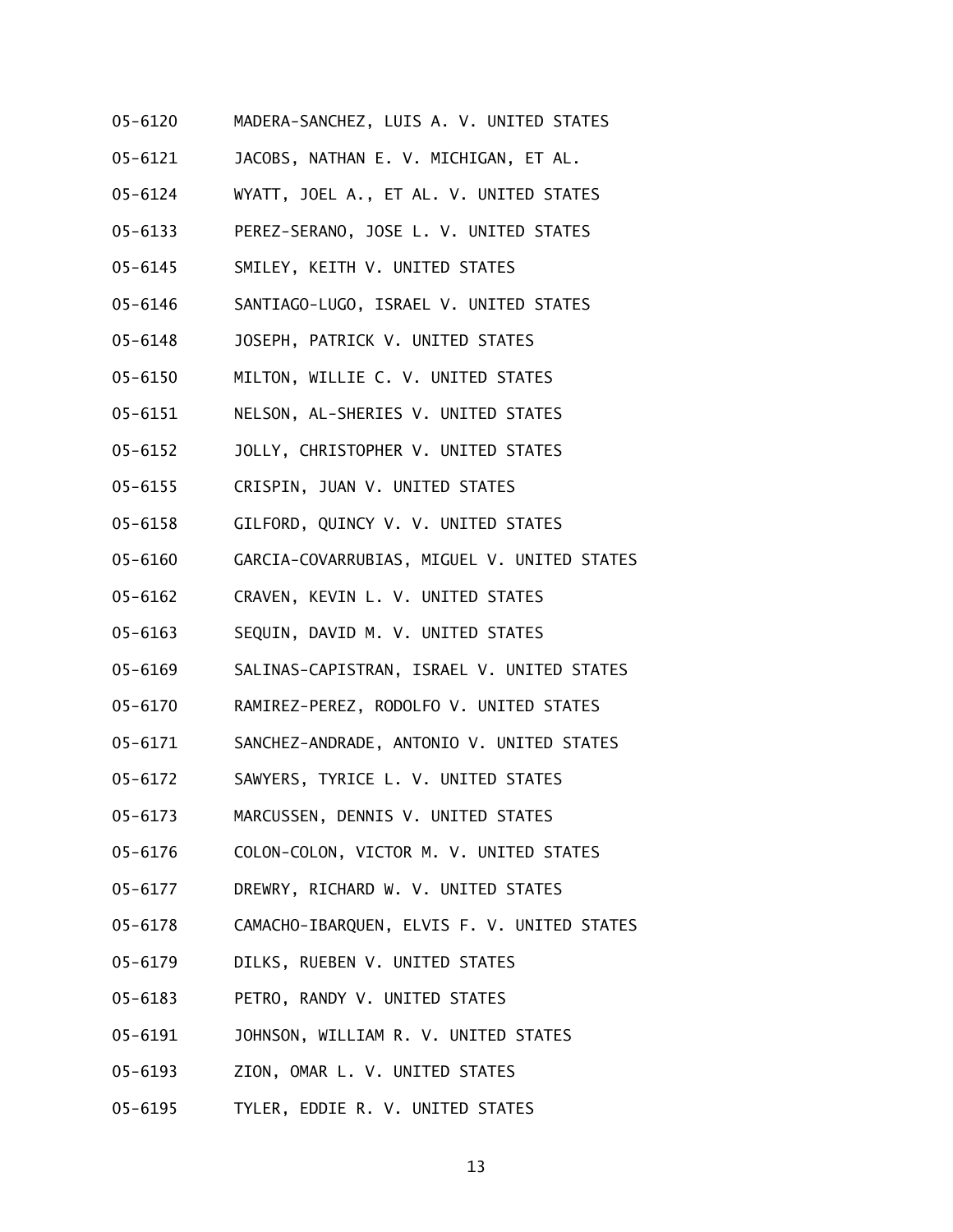05-6120 MADERA-SANCHEZ, LUIS A. V. UNITED STATES

05-6121 JACOBS, NATHAN E. V. MICHIGAN, ET AL.

05-6124 WYATT, JOEL A., ET AL. V. UNITED STATES

05-6133 PEREZ-SERANO, JOSE L. V. UNITED STATES

05-6145 SMILEY, KEITH V. UNITED STATES

05-6146 SANTIAGO-LUGO, ISRAEL V. UNITED STATES

05-6148 JOSEPH, PATRICK V. UNITED STATES

05-6150 MILTON, WILLIE C. V. UNITED STATES

05-6151 NELSON, AL-SHERIES V. UNITED STATES

05-6152 JOLLY, CHRISTOPHER V. UNITED STATES

05-6155 CRISPIN, JUAN V. UNITED STATES

05-6158 GILFORD, QUINCY V. V. UNITED STATES

05-6160 GARCIA-COVARRUBIAS, MIGUEL V. UNITED STATES

05-6162 CRAVEN, KEVIN L. V. UNITED STATES

05-6163 SEQUIN, DAVID M. V. UNITED STATES

05-6169 SALINAS-CAPISTRAN, ISRAEL V. UNITED STATES

05-6170 RAMIREZ-PEREZ, RODOLFO V. UNITED STATES

05-6171 SANCHEZ-ANDRADE, ANTONIO V. UNITED STATES

05-6172 SAWYERS, TYRICE L. V. UNITED STATES

05-6173 MARCUSSEN, DENNIS V. UNITED STATES

05-6176 COLON-COLON, VICTOR M. V. UNITED STATES

05-6177 DREWRY, RICHARD W. V. UNITED STATES

05-6178 CAMACHO-IBARQUEN, ELVIS F. V. UNITED STATES

05-6179 DILKS, RUEBEN V. UNITED STATES

05-6183 PETRO, RANDY V. UNITED STATES

05-6191 JOHNSON, WILLIAM R. V. UNITED STATES

05-6193 ZION, OMAR L. V. UNITED STATES

05-6195 TYLER, EDDIE R. V. UNITED STATES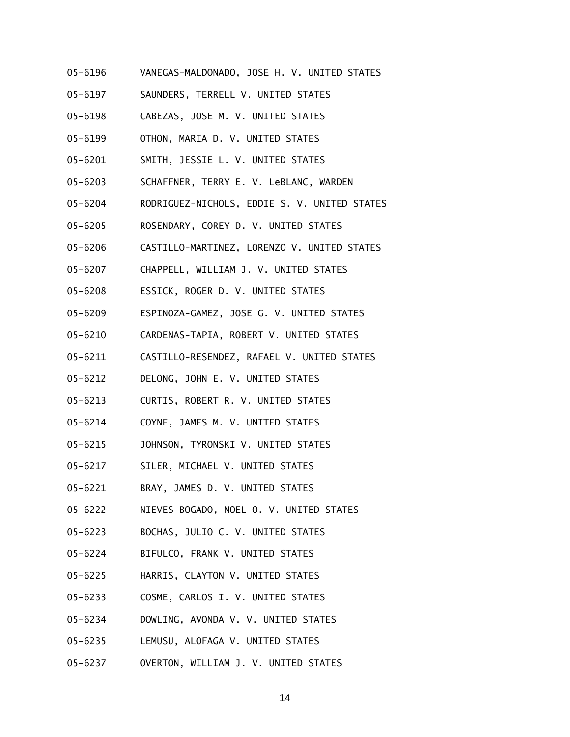05-6196 VANEGAS-MALDONADO, JOSE H. V. UNITED STATES

05-6197 SAUNDERS, TERRELL V. UNITED STATES

05-6198 CABEZAS, JOSE M. V. UNITED STATES

05-6199 OTHON, MARIA D. V. UNITED STATES

05-6201 SMITH, JESSIE L. V. UNITED STATES

05-6203 SCHAFFNER, TERRY E. V. LeBLANC, WARDEN

05-6204 RODRIGUEZ-NICHOLS, EDDIE S. V. UNITED STATES

05-6205 ROSENDARY, COREY D. V. UNITED STATES

05-6206 CASTILLO-MARTINEZ, LORENZO V. UNITED STATES

05-6207 CHAPPELL, WILLIAM J. V. UNITED STATES

05-6208 ESSICK, ROGER D. V. UNITED STATES

05-6209 ESPINOZA-GAMEZ, JOSE G. V. UNITED STATES

05-6210 CARDENAS-TAPIA, ROBERT V. UNITED STATES

05-6211 CASTILLO-RESENDEZ, RAFAEL V. UNITED STATES

05-6212 DELONG, JOHN E. V. UNITED STATES

05-6213 CURTIS, ROBERT R. V. UNITED STATES

05-6214 COYNE, JAMES M. V. UNITED STATES

05-6215 JOHNSON, TYRONSKI V. UNITED STATES

05-6217 SILER, MICHAEL V. UNITED STATES

05-6221 BRAY, JAMES D. V. UNITED STATES

05-6222 NIEVES-BOGADO, NOEL O. V. UNITED STATES

05-6223 BOCHAS, JULIO C. V. UNITED STATES

05-6224 BIFULCO, FRANK V. UNITED STATES

05-6225 HARRIS, CLAYTON V. UNITED STATES

05-6233 COSME, CARLOS I. V. UNITED STATES

05-6234 DOWLING, AVONDA V. V. UNITED STATES

05-6235 LEMUSU, ALOFAGA V. UNITED STATES

05-6237 OVERTON, WILLIAM J. V. UNITED STATES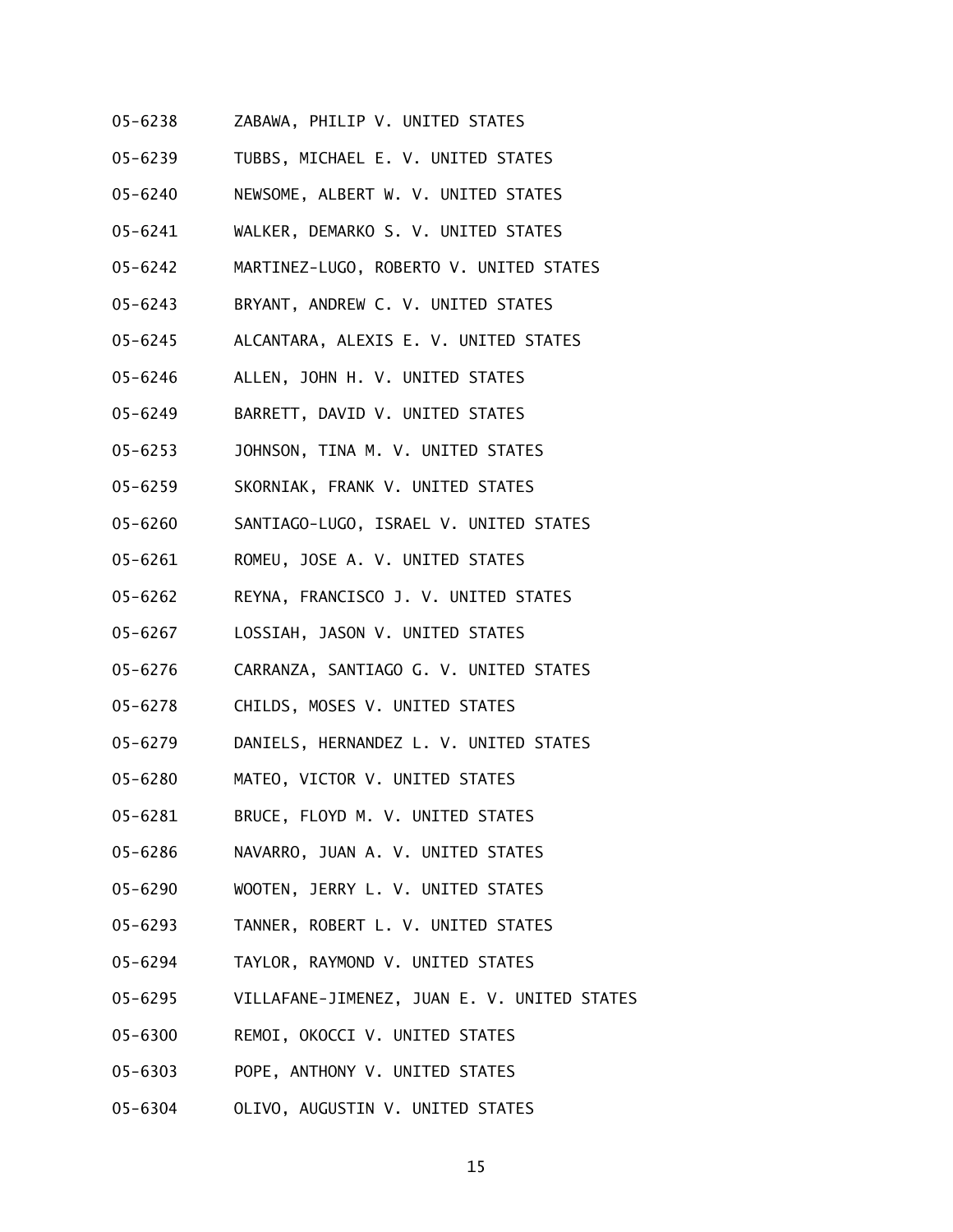05-6238 ZABAWA, PHILIP V. UNITED STATES

05-6239 TUBBS, MICHAEL E. V. UNITED STATES

05-6240 NEWSOME, ALBERT W. V. UNITED STATES

05-6241 WALKER, DEMARKO S. V. UNITED STATES

05-6242 MARTINEZ-LUGO, ROBERTO V. UNITED STATES

05-6243 BRYANT, ANDREW C. V. UNITED STATES

05-6245 ALCANTARA, ALEXIS E. V. UNITED STATES

05-6246 ALLEN, JOHN H. V. UNITED STATES

05-6249 BARRETT, DAVID V. UNITED STATES

05-6253 JOHNSON, TINA M. V. UNITED STATES

05-6259 SKORNIAK, FRANK V. UNITED STATES

05-6260 SANTIAGO-LUGO, ISRAEL V. UNITED STATES

05-6261 ROMEU, JOSE A. V. UNITED STATES

05-6262 REYNA, FRANCISCO J. V. UNITED STATES

05-6267 LOSSIAH, JASON V. UNITED STATES

05-6276 CARRANZA, SANTIAGO G. V. UNITED STATES

05-6278 CHILDS, MOSES V. UNITED STATES

05-6279 DANIELS, HERNANDEZ L. V. UNITED STATES

05-6280 MATEO, VICTOR V. UNITED STATES

05-6281 BRUCE, FLOYD M. V. UNITED STATES

05-6286 NAVARRO, JUAN A. V. UNITED STATES

05-6290 WOOTEN, JERRY L. V. UNITED STATES

05-6293 TANNER, ROBERT L. V. UNITED STATES

05-6294 TAYLOR, RAYMOND V. UNITED STATES

05-6295 VILLAFANE-JIMENEZ, JUAN E. V. UNITED STATES

05-6300 REMOI, OKOCCI V. UNITED STATES

05-6303 POPE, ANTHONY V. UNITED STATES

05-6304 OLIVO, AUGUSTIN V. UNITED STATES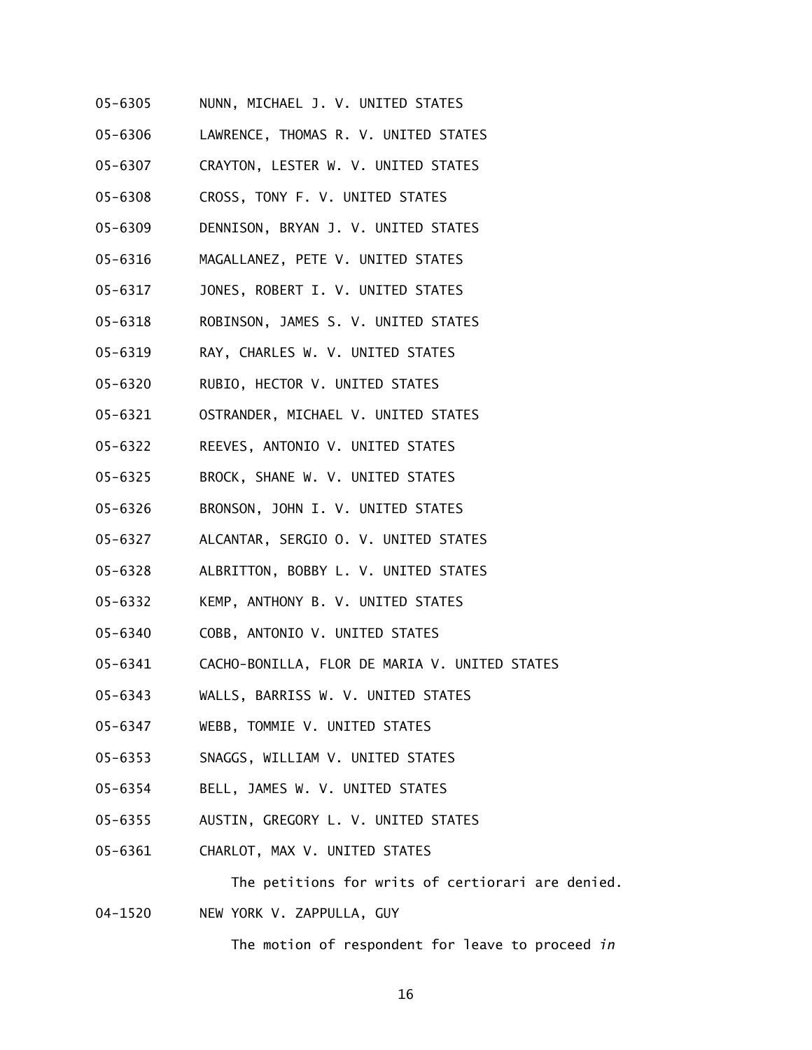05-6305 NUNN, MICHAEL J. V. UNITED STATES

05-6306 LAWRENCE, THOMAS R. V. UNITED STATES

05-6307 CRAYTON, LESTER W. V. UNITED STATES

05-6308 CROSS, TONY F. V. UNITED STATES

05-6309 DENNISON, BRYAN J. V. UNITED STATES

05-6316 MAGALLANEZ, PETE V. UNITED STATES

05-6317 JONES, ROBERT I. V. UNITED STATES

05-6318 ROBINSON, JAMES S. V. UNITED STATES

05-6319 RAY, CHARLES W. V. UNITED STATES

05-6320 RUBIO, HECTOR V. UNITED STATES

05-6321 OSTRANDER, MICHAEL V. UNITED STATES

05-6322 REEVES, ANTONIO V. UNITED STATES

05-6325 BROCK, SHANE W. V. UNITED STATES

05-6326 BRONSON, JOHN I. V. UNITED STATES

05-6327 ALCANTAR, SERGIO O. V. UNITED STATES

05-6328 ALBRITTON, BOBBY L. V. UNITED STATES

05-6332 KEMP, ANTHONY B. V. UNITED STATES

05-6340 COBB, ANTONIO V. UNITED STATES

05-6341 CACHO-BONILLA, FLOR DE MARIA V. UNITED STATES

05-6343 WALLS, BARRISS W. V. UNITED STATES

05-6347 WEBB, TOMMIE V. UNITED STATES

05-6353 SNAGGS, WILLIAM V. UNITED STATES

05-6354 BELL, JAMES W. V. UNITED STATES

05-6355 AUSTIN, GREGORY L. V. UNITED STATES

05-6361 CHARLOT, MAX V. UNITED STATES

The petitions for writs of certiorari are denied.

04-1520 NEW YORK V. ZAPPULLA, GUY

The motion of respondent for leave to proceed *in*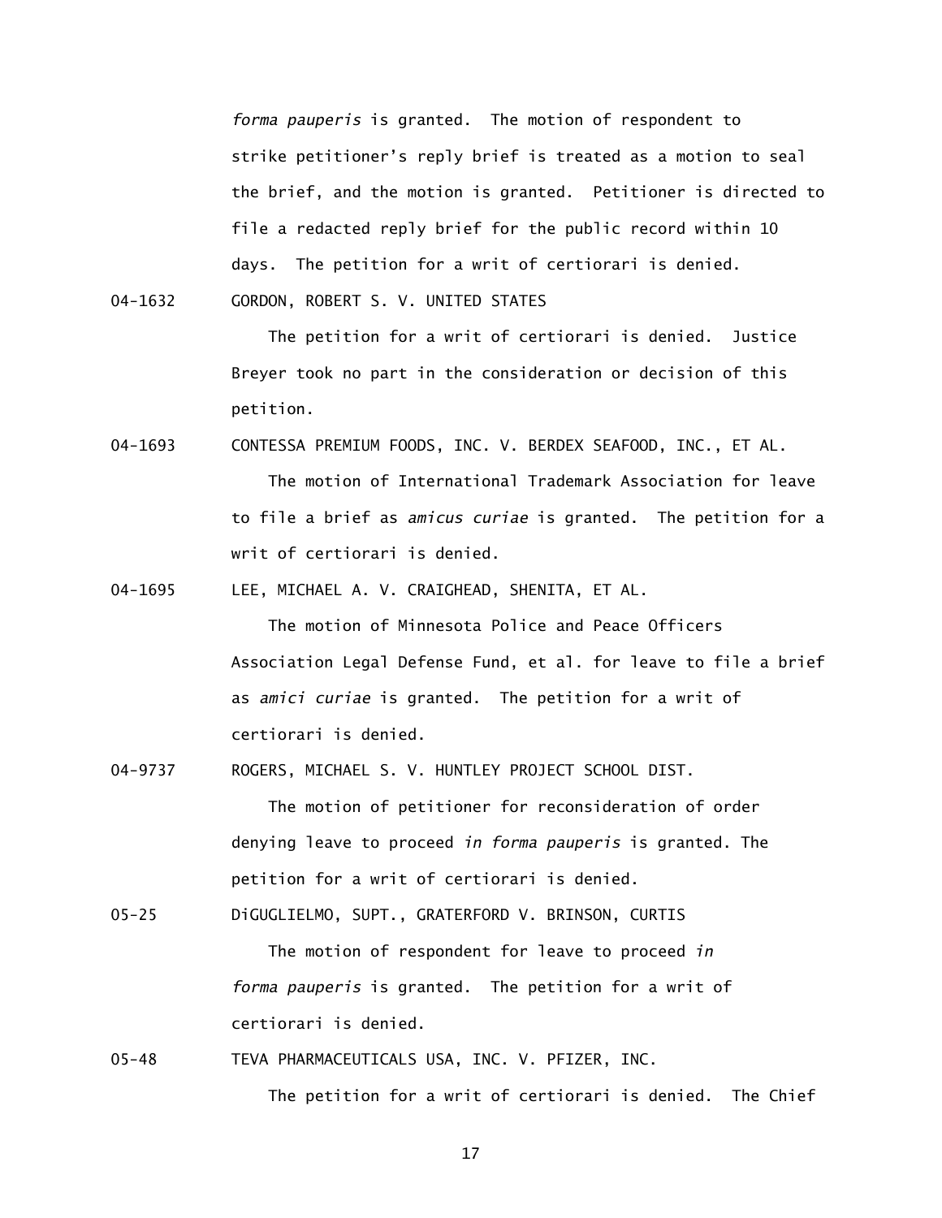*forma pauperis* is granted. The motion of respondent to strike petitioner's reply brief is treated as a motion to seal the brief, and the motion is granted. Petitioner is directed to file a redacted reply brief for the public record within 10 days. The petition for a writ of certiorari is denied.

04-1632 GORDON, ROBERT S. V. UNITED STATES

The petition for a writ of certiorari is denied. Justice Breyer took no part in the consideration or decision of this petition.

04-1693 CONTESSA PREMIUM FOODS, INC. V. BERDEX SEAFOOD, INC., ET AL.

The motion of International Trademark Association for leave to file a brief as *amicus curiae* is granted. The petition for a writ of certiorari is denied.

04-1695 LEE, MICHAEL A. V. CRAIGHEAD, SHENITA, ET AL.

The motion of Minnesota Police and Peace Officers Association Legal Defense Fund, et al. for leave to file a brief as *amici curiae* is granted. The petition for a writ of certiorari is denied.

04-9737 ROGERS, MICHAEL S. V. HUNTLEY PROJECT SCHOOL DIST.

The motion of petitioner for reconsideration of order denying leave to proceed *in forma pauperis* is granted. The petition for a writ of certiorari is denied.

05-25 DiGUGLIELMO, SUPT., GRATERFORD V. BRINSON, CURTIS

The motion of respondent for leave to proceed *in forma pauperis* is granted. The petition for a writ of certiorari is denied.

05-48 TEVA PHARMACEUTICALS USA, INC. V. PFIZER, INC.

The petition for a writ of certiorari is denied. The Chief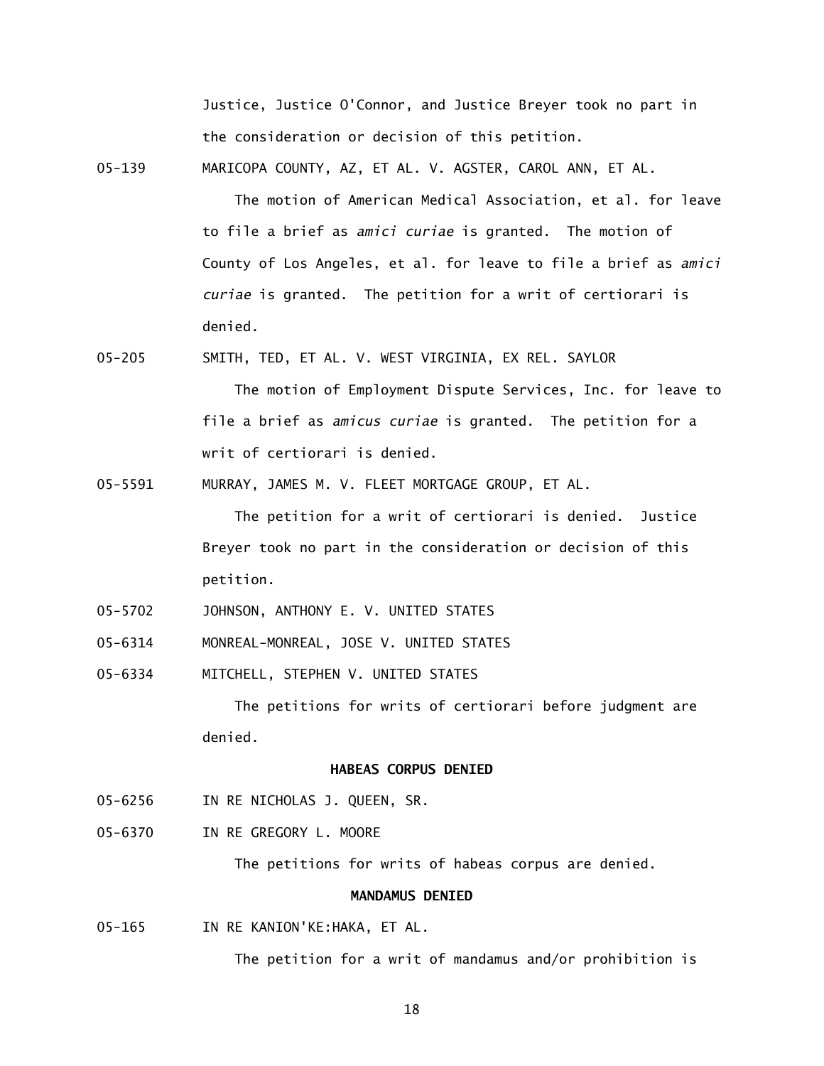Justice, Justice O'Connor, and Justice Breyer took no part in the consideration or decision of this petition.

05-139 MARICOPA COUNTY, AZ, ET AL. V. AGSTER, CAROL ANN, ET AL.

The motion of American Medical Association, et al. for leave to file a brief as *amici curiae* is granted. The motion of County of Los Angeles, et al. for leave to file a brief as *amici curiae* is granted. The petition for a writ of certiorari is denied.

05-205 SMITH, TED, ET AL. V. WEST VIRGINIA, EX REL. SAYLOR

The motion of Employment Dispute Services, Inc. for leave to file a brief as *amicus curiae* is granted. The petition for a writ of certiorari is denied.

05-5591 MURRAY, JAMES M. V. FLEET MORTGAGE GROUP, ET AL.

The petition for a writ of certiorari is denied. Justice Breyer took no part in the consideration or decision of this petition.

05-5702 JOHNSON, ANTHONY E. V. UNITED STATES

05-6314 MONREAL-MONREAL, JOSE V. UNITED STATES

05-6334 MITCHELL, STEPHEN V. UNITED STATES

The petitions for writs of certiorari before judgment are denied.

**HABEAS CORPUS DENIED**

05-6256 IN RE NICHOLAS J. QUEEN, SR.

05-6370 IN RE GREGORY L. MOORE

The petitions for writs of habeas corpus are denied.

**MANDAMUS DENIED**

05-165 IN RE KANION'KE:HAKA, ET AL.

The petition for a writ of mandamus and/or prohibition is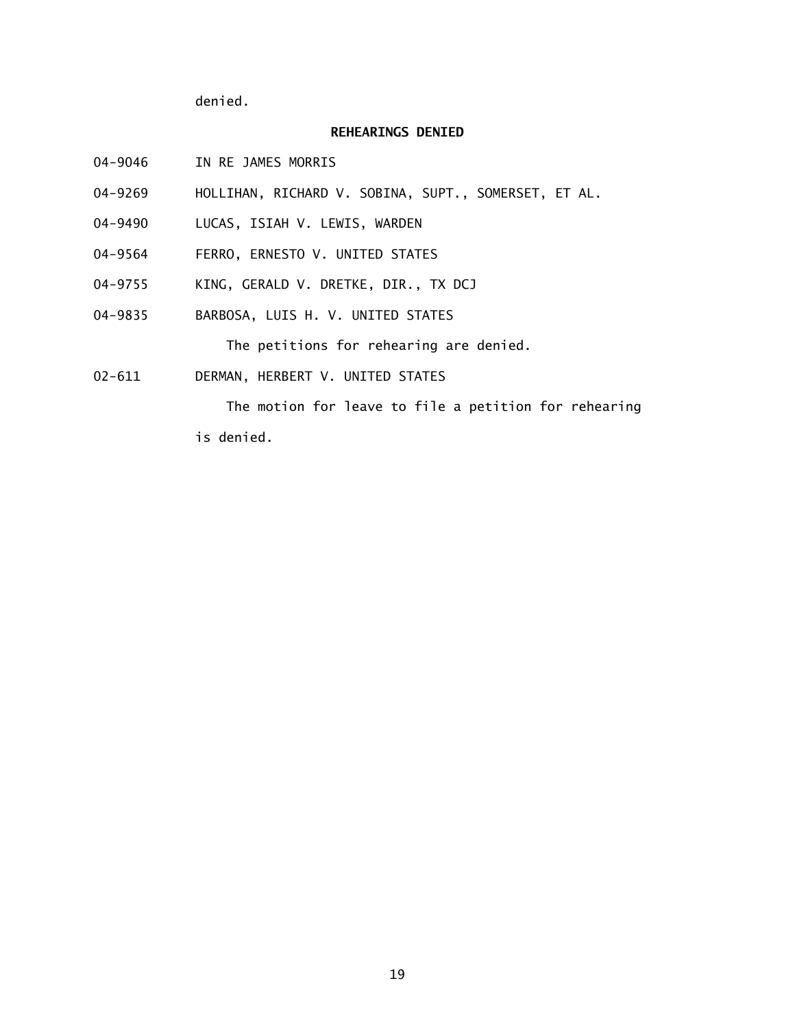denied.

## REHEARINGS DENIED

04-9046 IN RE JAMES MORRIS

04-9269 HOLLIHAN, RICHARD V. SOBINA, SUPT., SOMERSET, ET AL.

04-9490 LUCAS, ISIAH V. LEWIS, WARDEN

04-9564 FERRO, ERNESTO V. UNITED STATES

04-9755 KING, GERALD V. DRETKE, DIR., TX DCJ

04-9835 BARBOSA, LUIS H. V. UNITED STATES

The petitions for rehearing are denied.

02-611 DERMAN, HERBERT V. UNITED STATES

The motion for leave to file a petition for rehearing is denied.